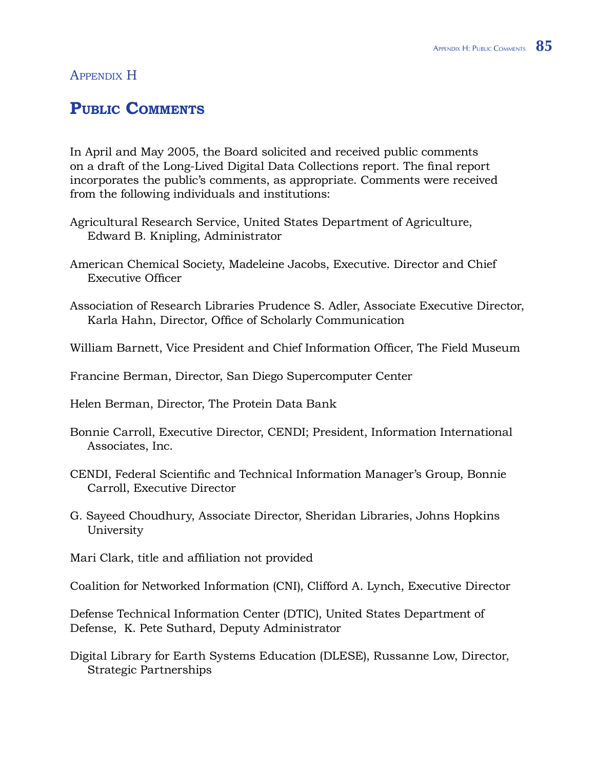Appendix H

# Public Comments

In April and May 2005, the Board solicited and received public comments on a draft of the Long-Lived Digital Data Collections report. The final report incorporates the public's comments, as appropriate. Comments were received from the following individuals and institutions:

Agricultural Research Service, United States Department of Agriculture, Edward B. Knipling, Administrator

American Chemical Society, Madeleine Jacobs, Executive. Director and Chief Executive Officer

Association of Research Libraries Prudence S. Adler, Associate Executive Director, Karla Hahn, Director, Office of Scholarly Communication

William Barnett, Vice President and Chief Information Officer, The Field Museum

Francine Berman, Director, San Diego Supercomputer Center

Helen Berman, Director, The Protein Data Bank

Bonnie Carroll, Executive Director, CENDI; President, Information International Associates, Inc.

CENDI, Federal Scientific and Technical Information Manager's Group, Bonnie Carroll, Executive Director

G. Sayeed Choudhury, Associate Director, Sheridan Libraries, Johns Hopkins University

Mari Clark, title and affiliation not provided

Coalition for Networked Information (CNI), Clifford A. Lynch, Executive Director

Defense Technical Information Center (DTIC), United States Department of Defense, K. Pete Suthard, Deputy Administrator

Digital Library for Earth Systems Education (DLESE), Russanne Low, Director, Strategic Partnerships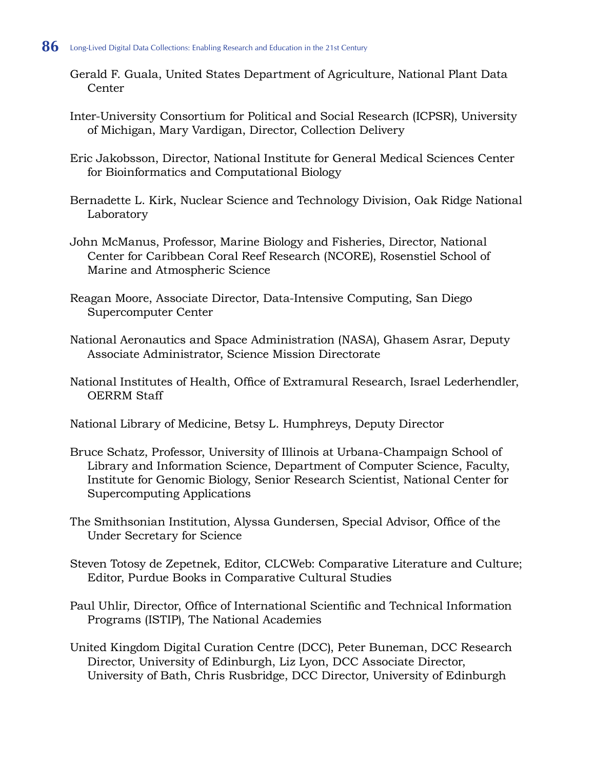Gerald F. Guala, United States Department of Agriculture, National Plant Data Center

Inter-University Consortium for Political and Social Research (ICPSR), University of Michigan, Mary Vardigan, Director, Collection Delivery

Eric Jakobsson, Director, National Institute for General Medical Sciences Center for Bioinformatics and Computational Biology

Bernadette L. Kirk, Nuclear Science and Technology Division, Oak Ridge National Laboratory

John McManus, Professor, Marine Biology and Fisheries, Director, National Center for Caribbean Coral Reef Research (NCORE), Rosenstiel School of Marine and Atmospheric Science

Reagan Moore, Associate Director, Data-Intensive Computing, San Diego Supercomputer Center

National Aeronautics and Space Administration (NASA), Ghasem Asrar, Deputy Associate Administrator, Science Mission Directorate

National Institutes of Health, Office of Extramural Research, Israel Lederhendler, OERRM Staff

National Library of Medicine, Betsy L. Humphreys, Deputy Director

Bruce Schatz, Professor, University of Illinois at Urbana-Champaign School of Library and Information Science, Department of Computer Science, Faculty, Institute for Genomic Biology, Senior Research Scientist, National Center for Supercomputing Applications

The Smithsonian Institution, Alyssa Gundersen, Special Advisor, Office of the Under Secretary for Science

Steven Totosy de Zepetnek, Editor, CLCWeb: Comparative Literature and Culture; Editor, Purdue Books in Comparative Cultural Studies

Paul Uhlir, Director, Office of International Scientific and Technical Information Programs (ISTIP), The National Academies

United Kingdom Digital Curation Centre (DCC), Peter Buneman, DCC Research Director, University of Edinburgh, Liz Lyon, DCC Associate Director, University of Bath, Chris Rusbridge, DCC Director, University of Edinburgh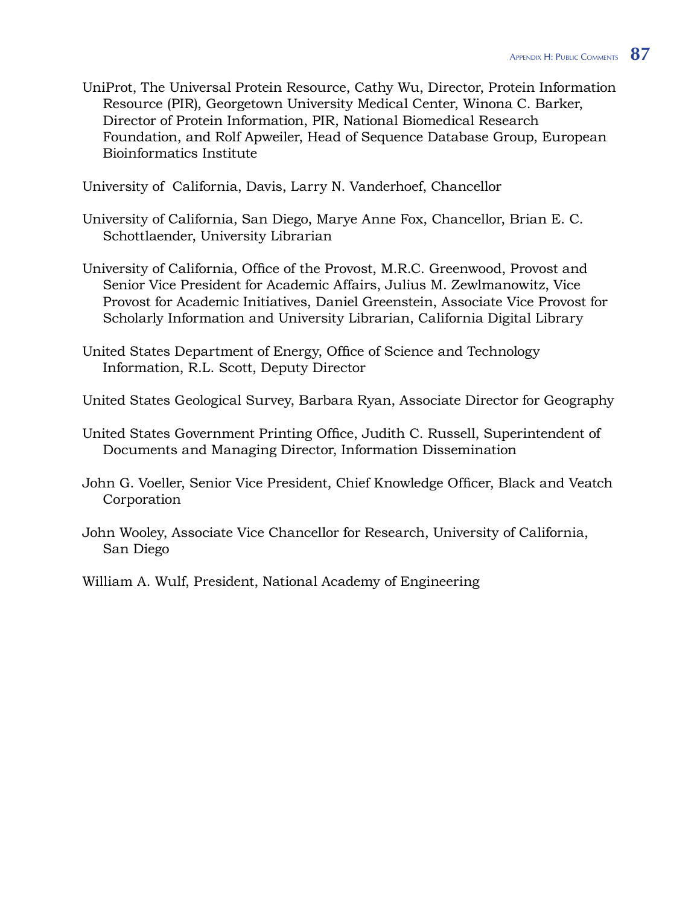UniProt, The Universal Protein Resource, Cathy Wu, Director, Protein Information Resource (PIR), Georgetown University Medical Center, Winona C. Barker, Director of Protein Information, PIR, National Biomedical Research Foundation, and Rolf Apweiler, Head of Sequence Database Group, European Bioinformatics Institute

University of California, Davis, Larry N. Vanderhoef, Chancellor

University of California, San Diego, Marye Anne Fox, Chancellor, Brian E. C. Schottlaender, University Librarian

University of California, Office of the Provost, M.R.C. Greenwood, Provost and Senior Vice President for Academic Affairs, Julius M. Zewlmanowitz, Vice Provost for Academic Initiatives, Daniel Greenstein, Associate Vice Provost for Scholarly Information and University Librarian, California Digital Library

United States Department of Energy, Office of Science and Technology Information, R.L. Scott, Deputy Director

United States Geological Survey, Barbara Ryan, Associate Director for Geography

United States Government Printing Office, Judith C. Russell, Superintendent of Documents and Managing Director, Information Dissemination

John G. Voeller, Senior Vice President, Chief Knowledge Officer, Black and Veatch Corporation

John Wooley, Associate Vice Chancellor for Research, University of California, San Diego

William A. Wulf, President, National Academy of Engineering